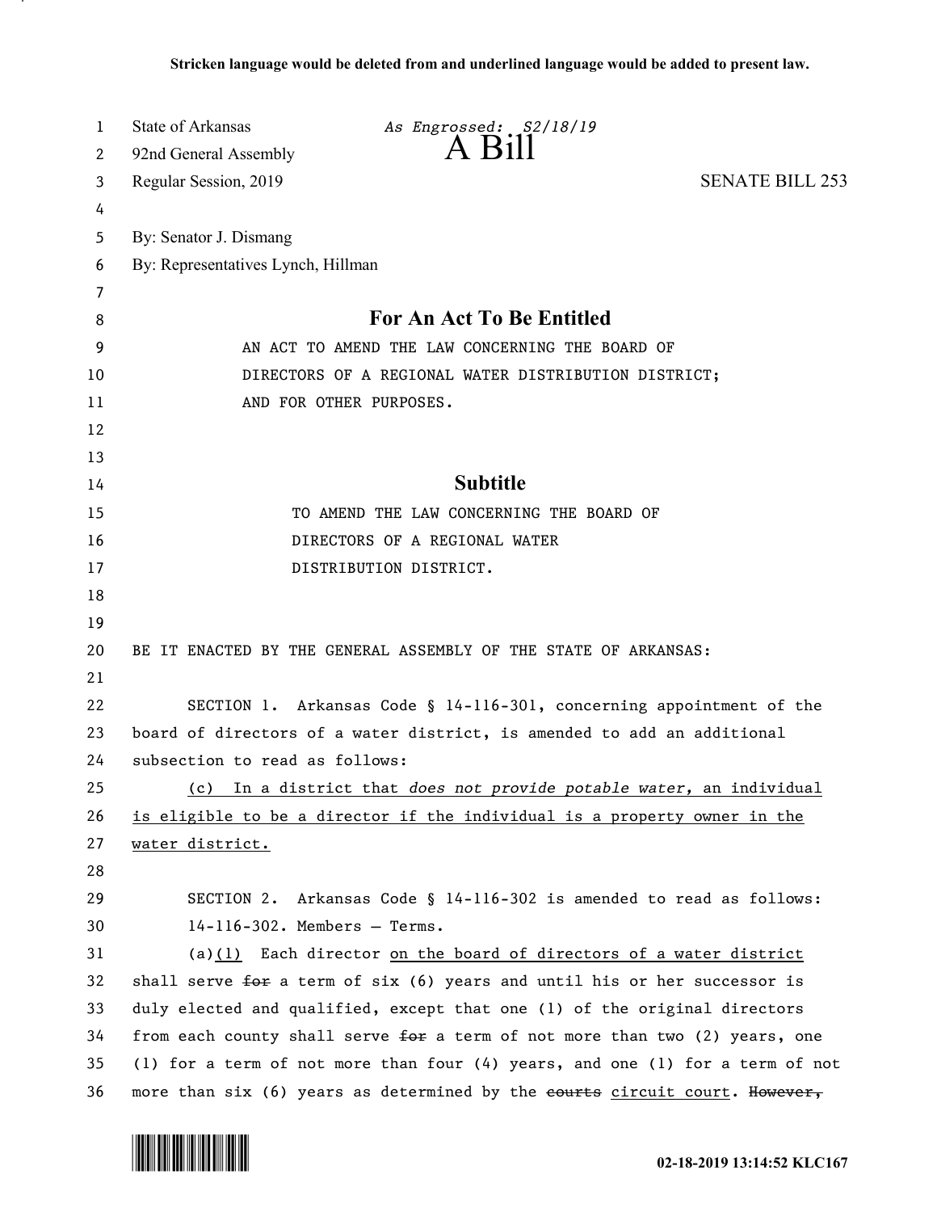**Stricken language would be deleted from and underlined language would be added to present law.**

State of Arkansas *As Engrossed: S2/18/19*
92nd General Assembly **A Bill**
Regular Session, 2019 SENATE BILL 253

By: Senator J. Dismang
By: Representatives Lynch, Hillman

## For An Act To Be Entitled

AN ACT TO AMEND THE LAW CONCERNING THE BOARD OF DIRECTORS OF A REGIONAL WATER DISTRIBUTION DISTRICT; AND FOR OTHER PURPOSES.

## Subtitle

TO AMEND THE LAW CONCERNING THE BOARD OF DIRECTORS OF A REGIONAL WATER DISTRIBUTION DISTRICT.

BE IT ENACTED BY THE GENERAL ASSEMBLY OF THE STATE OF ARKANSAS:

SECTION 1. Arkansas Code § 14-116-301, concerning appointment of the board of directors of a water district, is amended to add an additional subsection to read as follows:

<u>(c) In a district that *does not provide potable water*, an individual is eligible to be a director if the individual is a property owner in the water district.</u>

SECTION 2. Arkansas Code § 14-116-302 is amended to read as follows:

14-116-302. Members — Terms.

(a)<u>(1)</u> Each director <u>on the board of directors of a water district</u> shall serve ~~for~~ a term of six (6) years and until his or her successor is duly elected and qualified, except that one (1) of the original directors from each county shall serve ~~for~~ a term of not more than two (2) years, one (1) for a term of not more than four (4) years, and one (1) for a term of not more than six (6) years as determined by the ~~courts~~ <u>circuit court</u>. ~~However,~~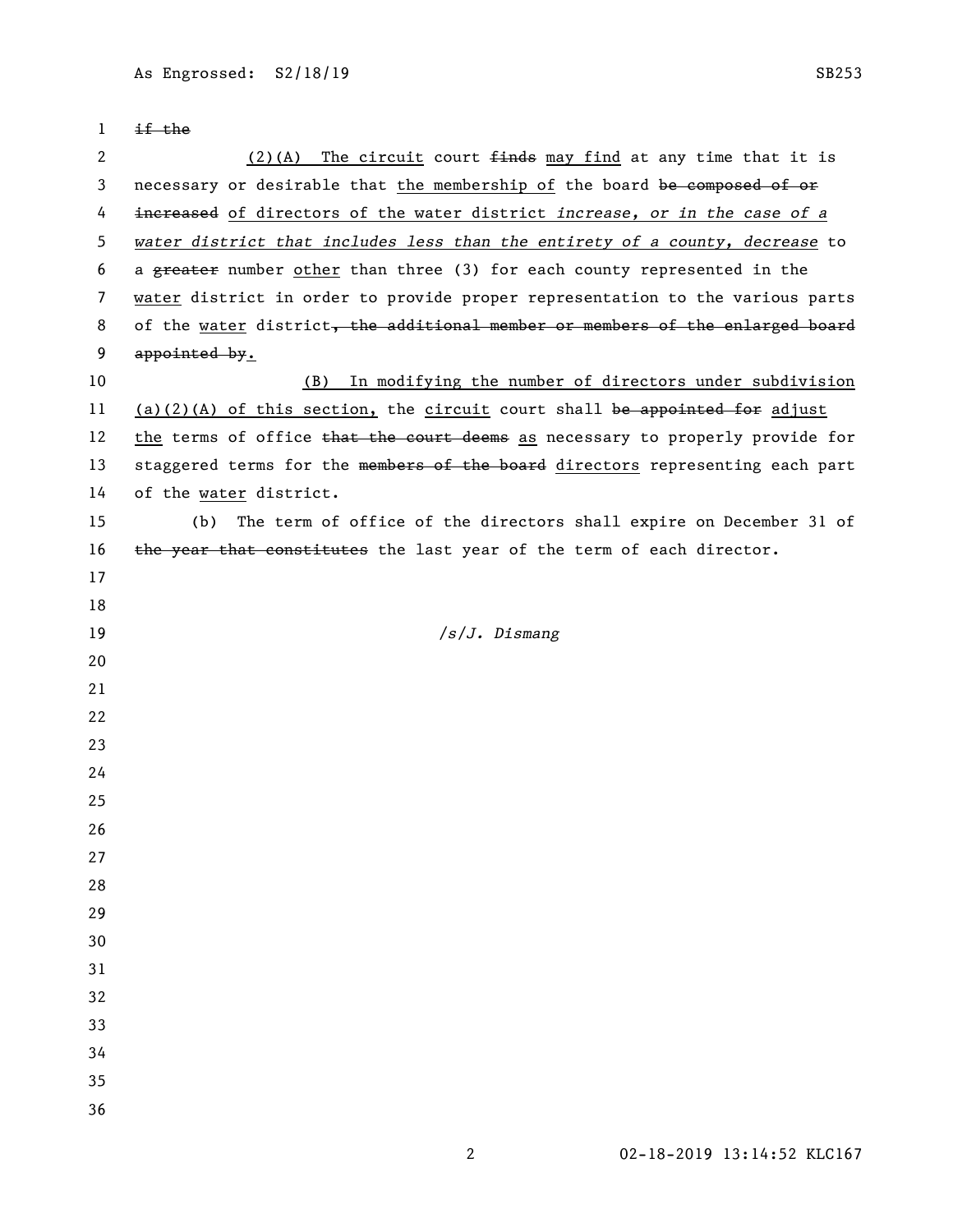~~if the~~

(2)(A) The circuit court ~~finds~~ may find at any time that it is necessary or desirable that the membership of the board ~~be composed of or increased~~ of directors of the water district *increase, or in the case of a water district that includes less than the entirety of a county, decrease* to a ~~greater~~ number other than three (3) for each county represented in the water district in order to provide proper representation to the various parts of the water district~~, the additional member or members of the enlarged board appointed by~~.

(B) In modifying the number of directors under subdivision (a)(2)(A) of this section, the circuit court shall ~~be appointed for~~ adjust the terms of office ~~that the court deems~~ as necessary to properly provide for staggered terms for the ~~members of the board~~ directors representing each part of the water district.

(b) The term of office of the directors shall expire on December 31 of ~~the year that constitutes~~ the last year of the term of each director.

*/s/J. Dismang*